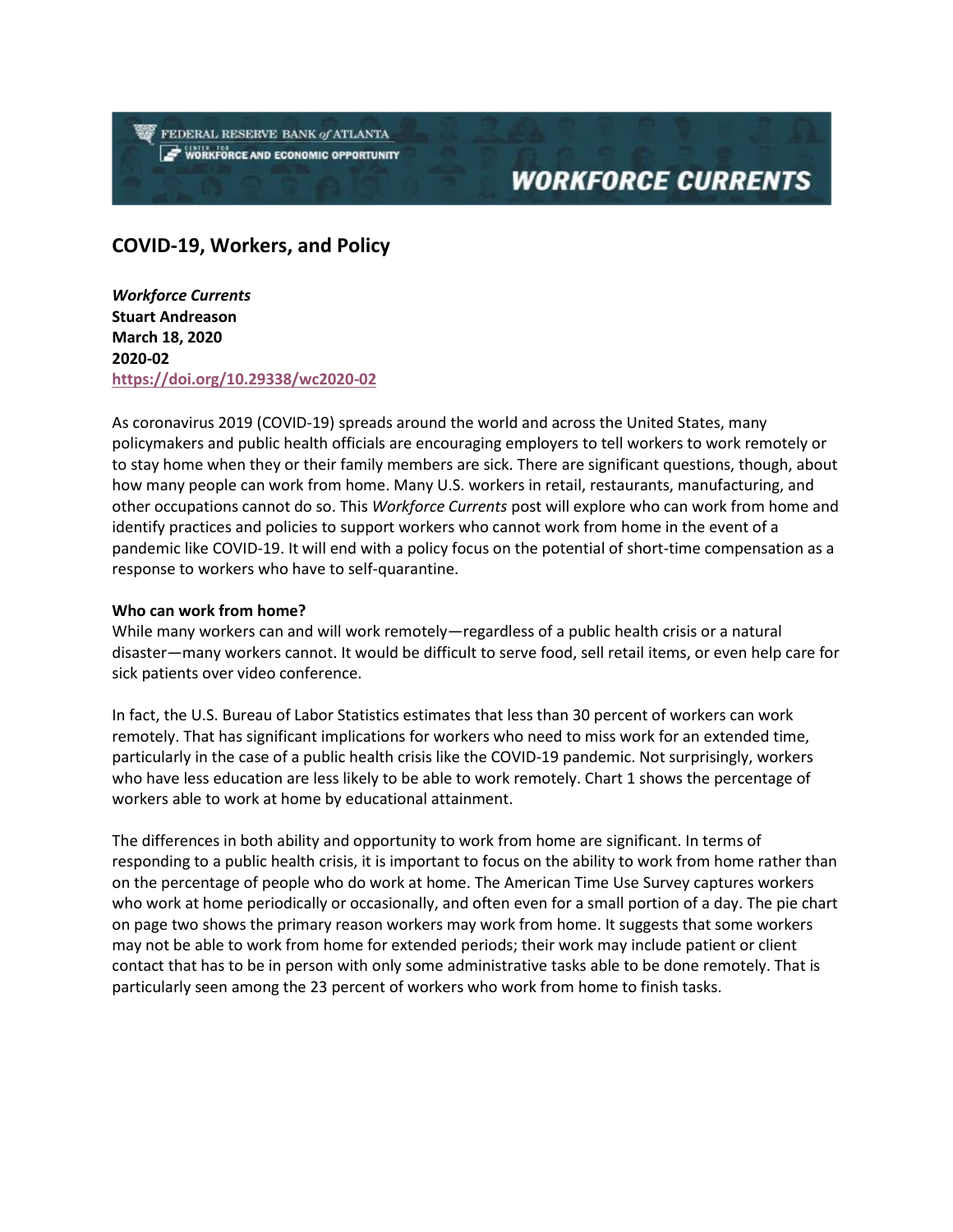# COVID-19, Workers, and Policy

***Workforce Currents***
**Stuart Andreason**
**March 18, 2020**
**2020-02**
**https://doi.org/10.29338/wc2020-02**

As coronavirus 2019 (COVID-19) spreads around the world and across the United States, many policymakers and public health officials are encouraging employers to tell workers to work remotely or to stay home when they or their family members are sick. There are significant questions, though, about how many people can work from home. Many U.S. workers in retail, restaurants, manufacturing, and other occupations cannot do so. This *Workforce Currents* post will explore who can work from home and identify practices and policies to support workers who cannot work from home in the event of a pandemic like COVID-19. It will end with a policy focus on the potential of short-time compensation as a response to workers who have to self-quarantine.

**Who can work from home?**

While many workers can and will work remotely—regardless of a public health crisis or a natural disaster—many workers cannot. It would be difficult to serve food, sell retail items, or even help care for sick patients over video conference.

In fact, the U.S. Bureau of Labor Statistics estimates that less than 30 percent of workers can work remotely. That has significant implications for workers who need to miss work for an extended time, particularly in the case of a public health crisis like the COVID-19 pandemic. Not surprisingly, workers who have less education are less likely to be able to work remotely. Chart 1 shows the percentage of workers able to work at home by educational attainment.

The differences in both ability and opportunity to work from home are significant. In terms of responding to a public health crisis, it is important to focus on the ability to work from home rather than on the percentage of people who do work at home. The American Time Use Survey captures workers who work at home periodically or occasionally, and often even for a small portion of a day. The pie chart on page two shows the primary reason workers may work from home. It suggests that some workers may not be able to work from home for extended periods; their work may include patient or client contact that has to be in person with only some administrative tasks able to be done remotely. That is particularly seen among the 23 percent of workers who work from home to finish tasks.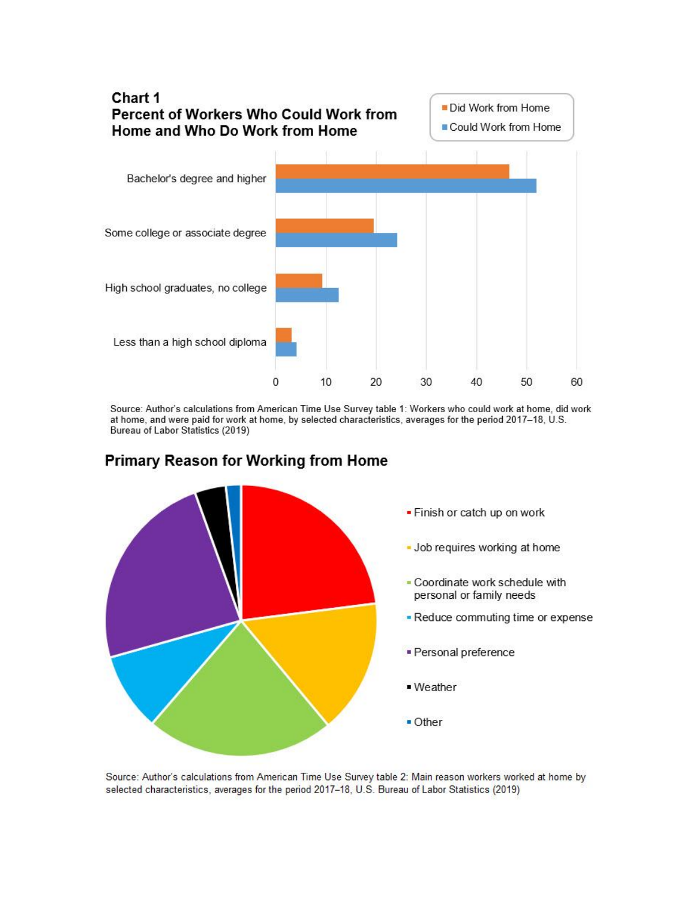**Chart 1**
**Percent of Workers Who Could Work from Home and Who Do Work from Home**

Source: Author's calculations from American Time Use Survey table 1: Workers who could work at home, did work at home, and were paid for work at home, by selected characteristics, averages for the period 2017–18, U.S. Bureau of Labor Statistics (2019)

**Primary Reason for Working from Home**

Source: Author's calculations from American Time Use Survey table 2: Main reason workers worked at home by selected characteristics, averages for the period 2017–18, U.S. Bureau of Labor Statistics (2019)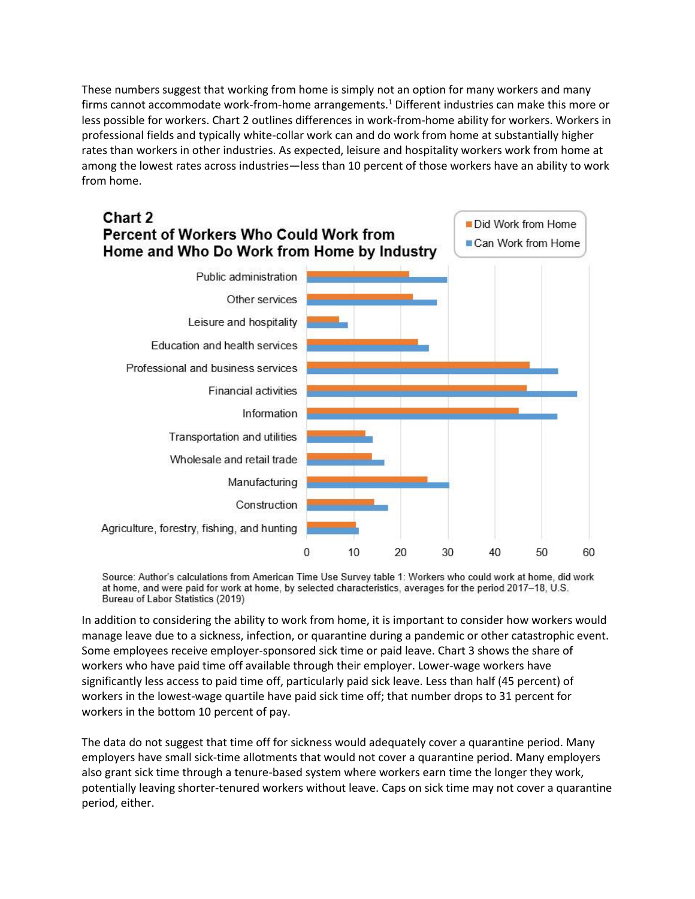These numbers suggest that working from home is simply not an option for many workers and many firms cannot accommodate work-from-home arrangements.[1] Different industries can make this more or less possible for workers. Chart 2 outlines differences in work-from-home ability for workers. Workers in professional fields and typically white-collar work can and do work from home at substantially higher rates than workers in other industries. As expected, leisure and hospitality workers work from home at among the lowest rates across industries—less than 10 percent of those workers have an ability to work from home.

**Chart 2**
**Percent of Workers Who Could Work from Home and Who Do Work from Home by Industry**

Source: Author's calculations from American Time Use Survey table 1: Workers who could work at home, did work at home, and were paid for work at home, by selected characteristics, averages for the period 2017–18, U.S. Bureau of Labor Statistics (2019)

In addition to considering the ability to work from home, it is important to consider how workers would manage leave due to a sickness, infection, or quarantine during a pandemic or other catastrophic event. Some employees receive employer-sponsored sick time or paid leave. Chart 3 shows the share of workers who have paid time off available through their employer. Lower-wage workers have significantly less access to paid time off, particularly paid sick leave. Less than half (45 percent) of workers in the lowest-wage quartile have paid sick time off; that number drops to 31 percent for workers in the bottom 10 percent of pay.

The data do not suggest that time off for sickness would adequately cover a quarantine period. Many employers have small sick-time allotments that would not cover a quarantine period. Many employers also grant sick time through a tenure-based system where workers earn time the longer they work, potentially leaving shorter-tenured workers without leave. Caps on sick time may not cover a quarantine period, either.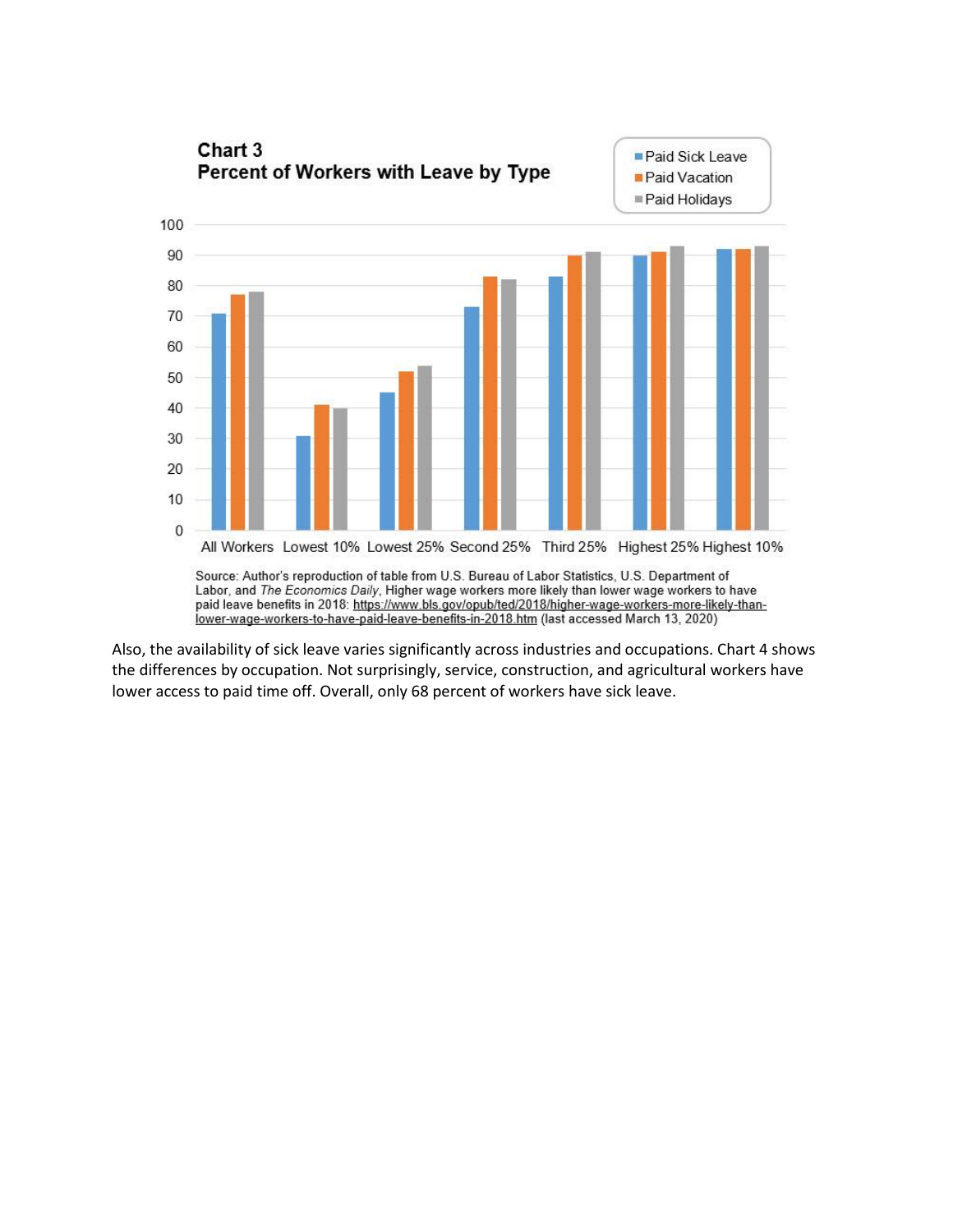**Chart 3**
**Percent of Workers with Leave by Type**

Source: Author's reproduction of table from U.S. Bureau of Labor Statistics, U.S. Department of Labor, and *The Economics Daily*, Higher wage workers more likely than lower wage workers to have paid leave benefits in 2018: https://www.bls.gov/opub/ted/2018/higher-wage-workers-more-likely-than-lower-wage-workers-to-have-paid-leave-benefits-in-2018.htm (last accessed March 13, 2020)

Also, the availability of sick leave varies significantly across industries and occupations. Chart 4 shows the differences by occupation. Not surprisingly, service, construction, and agricultural workers have lower access to paid time off. Overall, only 68 percent of workers have sick leave.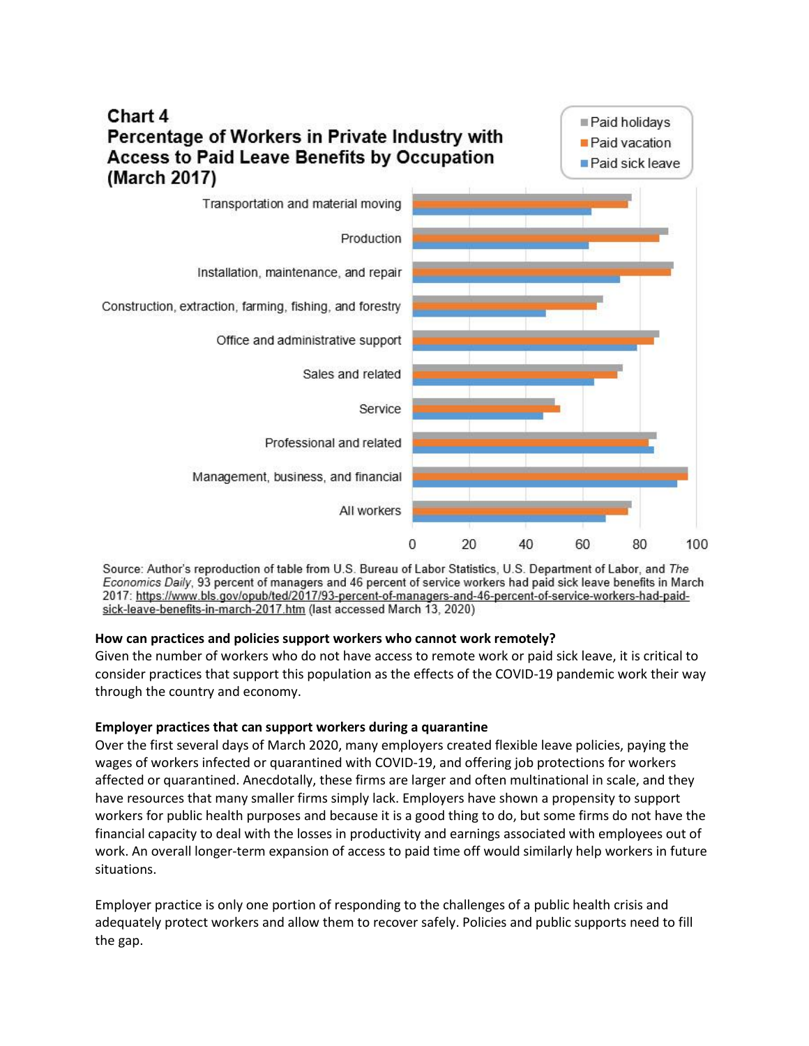**Chart 4**
**Percentage of Workers in Private Industry with Access to Paid Leave Benefits by Occupation (March 2017)**

Source: Author's reproduction of table from U.S. Bureau of Labor Statistics, U.S. Department of Labor, and *The Economics Daily*, 93 percent of managers and 46 percent of service workers had paid sick leave benefits in March 2017: https://www.bls.gov/opub/ted/2017/93-percent-of-managers-and-46-percent-of-service-workers-had-paid-sick-leave-benefits-in-march-2017.htm (last accessed March 13, 2020)

**How can practices and policies support workers who cannot work remotely?**

Given the number of workers who do not have access to remote work or paid sick leave, it is critical to consider practices that support this population as the effects of the COVID-19 pandemic work their way through the country and economy.

**Employer practices that can support workers during a quarantine**

Over the first several days of March 2020, many employers created flexible leave policies, paying the wages of workers infected or quarantined with COVID-19, and offering job protections for workers affected or quarantined. Anecdotally, these firms are larger and often multinational in scale, and they have resources that many smaller firms simply lack. Employers have shown a propensity to support workers for public health purposes and because it is a good thing to do, but some firms do not have the financial capacity to deal with the losses in productivity and earnings associated with employees out of work. An overall longer-term expansion of access to paid time off would similarly help workers in future situations.

Employer practice is only one portion of responding to the challenges of a public health crisis and adequately protect workers and allow them to recover safely. Policies and public supports need to fill the gap.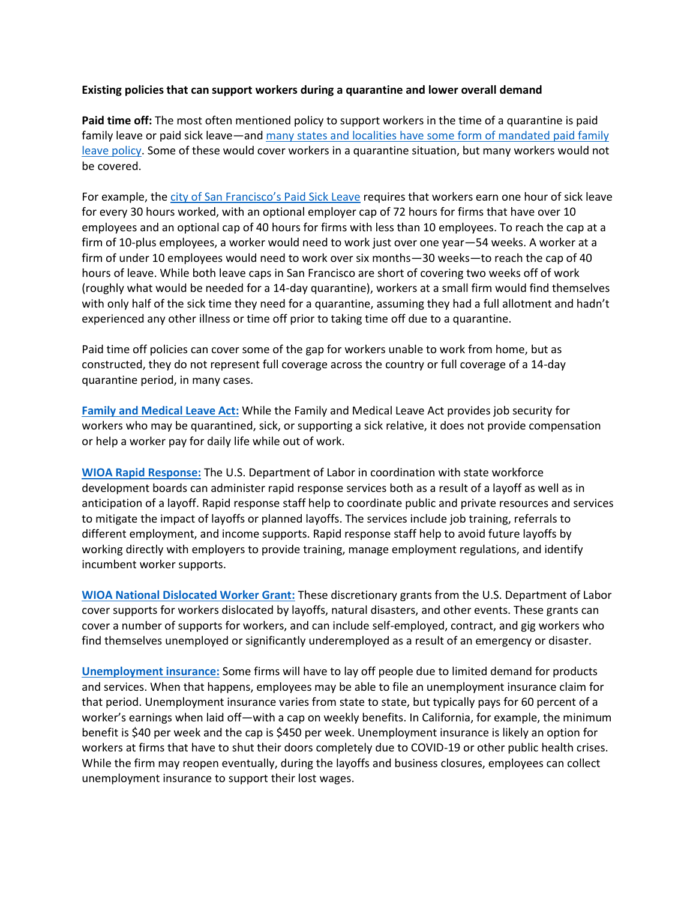**Existing policies that can support workers during a quarantine and lower overall demand**

**Paid time off:** The most often mentioned policy to support workers in the time of a quarantine is paid family leave or paid sick leave—and [many states and localities have some form of mandated paid family leave policy](). Some of these would cover workers in a quarantine situation, but many workers would not be covered.

For example, the [city of San Francisco's Paid Sick Leave]() requires that workers earn one hour of sick leave for every 30 hours worked, with an optional employer cap of 72 hours for firms that have over 10 employees and an optional cap of 40 hours for firms with less than 10 employees. To reach the cap at a firm of 10-plus employees, a worker would need to work just over one year—54 weeks. A worker at a firm of under 10 employees would need to work over six months—30 weeks—to reach the cap of 40 hours of leave. While both leave caps in San Francisco are short of covering two weeks off of work (roughly what would be needed for a 14-day quarantine), workers at a small firm would find themselves with only half of the sick time they need for a quarantine, assuming they had a full allotment and hadn't experienced any other illness or time off prior to taking time off due to a quarantine.

Paid time off policies can cover some of the gap for workers unable to work from home, but as constructed, they do not represent full coverage across the country or full coverage of a 14-day quarantine period, in many cases.

**[Family and Medical Leave Act:]()** While the Family and Medical Leave Act provides job security for workers who may be quarantined, sick, or supporting a sick relative, it does not provide compensation or help a worker pay for daily life while out of work.

**[WIOA Rapid Response:]()** The U.S. Department of Labor in coordination with state workforce development boards can administer rapid response services both as a result of a layoff as well as in anticipation of a layoff. Rapid response staff help to coordinate public and private resources and services to mitigate the impact of layoffs or planned layoffs. The services include job training, referrals to different employment, and income supports. Rapid response staff help to avoid future layoffs by working directly with employers to provide training, manage employment regulations, and identify incumbent worker supports.

**[WIOA National Dislocated Worker Grant:]()** These discretionary grants from the U.S. Department of Labor cover supports for workers dislocated by layoffs, natural disasters, and other events. These grants can cover a number of supports for workers, and can include self-employed, contract, and gig workers who find themselves unemployed or significantly underemployed as a result of an emergency or disaster.

**[Unemployment insurance:]()** Some firms will have to lay off people due to limited demand for products and services. When that happens, employees may be able to file an unemployment insurance claim for that period. Unemployment insurance varies from state to state, but typically pays for 60 percent of a worker's earnings when laid off—with a cap on weekly benefits. In California, for example, the minimum benefit is $40 per week and the cap is $450 per week. Unemployment insurance is likely an option for workers at firms that have to shut their doors completely due to COVID-19 or other public health crises. While the firm may reopen eventually, during the layoffs and business closures, employees can collect unemployment insurance to support their lost wages.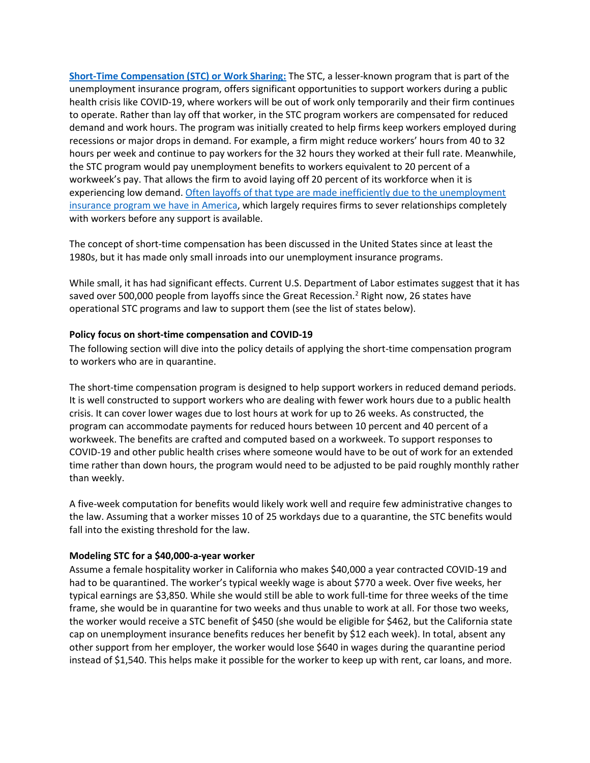**Short-Time Compensation (STC) or Work Sharing:** The STC, a lesser-known program that is part of the unemployment insurance program, offers significant opportunities to support workers during a public health crisis like COVID-19, where workers will be out of work only temporarily and their firm continues to operate. Rather than lay off that worker, in the STC program workers are compensated for reduced demand and work hours. The program was initially created to help firms keep workers employed during recessions or major drops in demand. For example, a firm might reduce workers' hours from 40 to 32 hours per week and continue to pay workers for the 32 hours they worked at their full rate. Meanwhile, the STC program would pay unemployment benefits to workers equivalent to 20 percent of a workweek's pay. That allows the firm to avoid laying off 20 percent of its workforce when it is experiencing low demand. Often layoffs of that type are made inefficiently due to the unemployment insurance program we have in America, which largely requires firms to sever relationships completely with workers before any support is available.

The concept of short-time compensation has been discussed in the United States since at least the 1980s, but it has made only small inroads into our unemployment insurance programs.

While small, it has had significant effects. Current U.S. Department of Labor estimates suggest that it has saved over 500,000 people from layoffs since the Great Recession.[2] Right now, 26 states have operational STC programs and law to support them (see the list of states below).

**Policy focus on short-time compensation and COVID-19**

The following section will dive into the policy details of applying the short-time compensation program to workers who are in quarantine.

The short-time compensation program is designed to help support workers in reduced demand periods. It is well constructed to support workers who are dealing with fewer work hours due to a public health crisis. It can cover lower wages due to lost hours at work for up to 26 weeks. As constructed, the program can accommodate payments for reduced hours between 10 percent and 40 percent of a workweek. The benefits are crafted and computed based on a workweek. To support responses to COVID-19 and other public health crises where someone would have to be out of work for an extended time rather than down hours, the program would need to be adjusted to be paid roughly monthly rather than weekly.

A five-week computation for benefits would likely work well and require few administrative changes to the law. Assuming that a worker misses 10 of 25 workdays due to a quarantine, the STC benefits would fall into the existing threshold for the law.

**Modeling STC for a $40,000-a-year worker**

Assume a female hospitality worker in California who makes $40,000 a year contracted COVID-19 and had to be quarantined. The worker's typical weekly wage is about $770 a week. Over five weeks, her typical earnings are $3,850. While she would still be able to work full-time for three weeks of the time frame, she would be in quarantine for two weeks and thus unable to work at all. For those two weeks, the worker would receive a STC benefit of $450 (she would be eligible for $462, but the California state cap on unemployment insurance benefits reduces her benefit by $12 each week). In total, absent any other support from her employer, the worker would lose $640 in wages during the quarantine period instead of $1,540. This helps make it possible for the worker to keep up with rent, car loans, and more.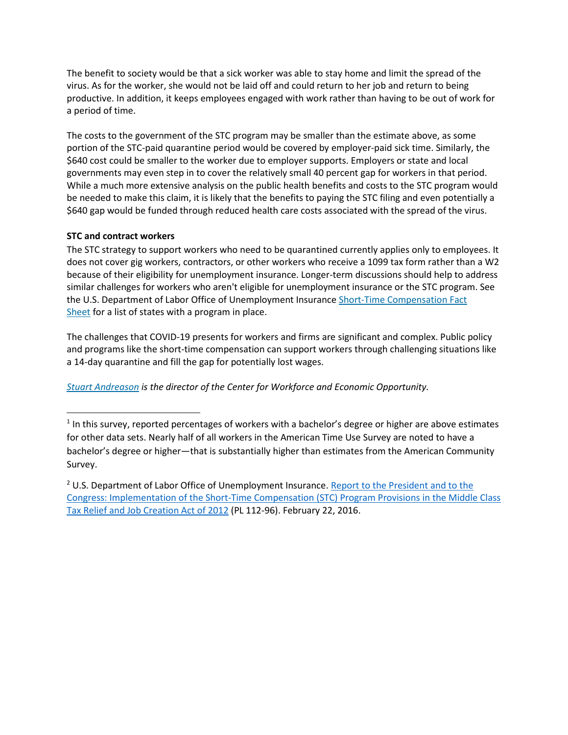The benefit to society would be that a sick worker was able to stay home and limit the spread of the virus. As for the worker, she would not be laid off and could return to her job and return to being productive. In addition, it keeps employees engaged with work rather than having to be out of work for a period of time.

The costs to the government of the STC program may be smaller than the estimate above, as some portion of the STC-paid quarantine period would be covered by employer-paid sick time. Similarly, the $640 cost could be smaller to the worker due to employer supports. Employers or state and local governments may even step in to cover the relatively small 40 percent gap for workers in that period. While a much more extensive analysis on the public health benefits and costs to the STC program would be needed to make this claim, it is likely that the benefits to paying the STC filing and even potentially a $640 gap would be funded through reduced health care costs associated with the spread of the virus.

**STC and contract workers**

The STC strategy to support workers who need to be quarantined currently applies only to employees. It does not cover gig workers, contractors, or other workers who receive a 1099 tax form rather than a W2 because of their eligibility for unemployment insurance. Longer-term discussions should help to address similar challenges for workers who aren't eligible for unemployment insurance or the STC program. See the U.S. Department of Labor Office of Unemployment Insurance [Short-Time Compensation Fact Sheet] for a list of states with a program in place.

The challenges that COVID-19 presents for workers and firms are significant and complex. Public policy and programs like the short-time compensation can support workers through challenging situations like a 14-day quarantine and fill the gap for potentially lost wages.

*[Stuart Andreason] is the director of the Center for Workforce and Economic Opportunity.*

---

[1] In this survey, reported percentages of workers with a bachelor's degree or higher are above estimates for other data sets. Nearly half of all workers in the American Time Use Survey are noted to have a bachelor's degree or higher—that is substantially higher than estimates from the American Community Survey.

[2] U.S. Department of Labor Office of Unemployment Insurance. [Report to the President and to the Congress: Implementation of the Short-Time Compensation (STC) Program Provisions in the Middle Class Tax Relief and Job Creation Act of 2012] (PL 112-96). February 22, 2016.